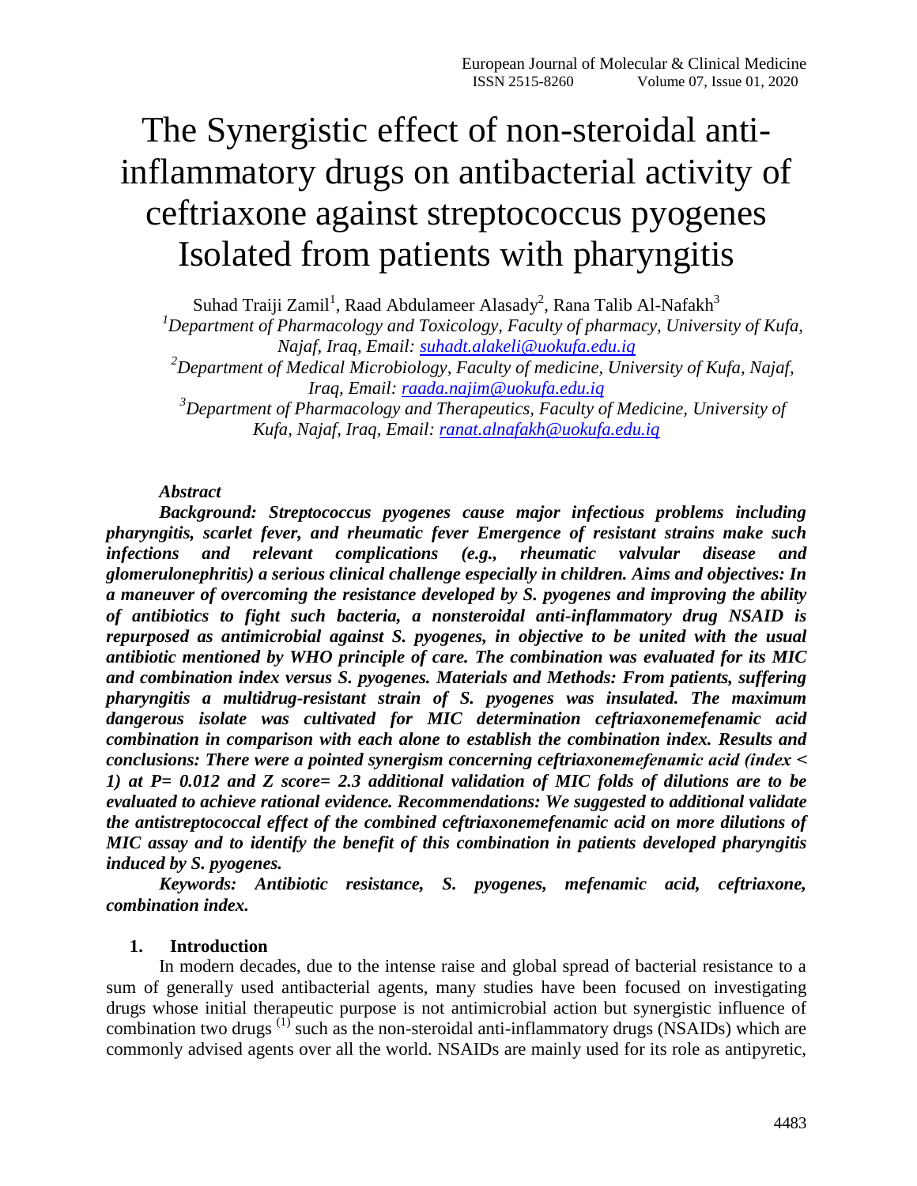# The Synergistic effect of non-steroidal anti-inflammatory drugs on antibacterial activity of ceftriaxone against streptococcus pyogenes Isolated from patients with pharyngitis

Suhad Traiji Zamil[1], Raad Abdulameer Alasady[2], Rana Talib Al-Nafakh[3]

[1]*Department of Pharmacology and Toxicology, Faculty of pharmacy, University of Kufa, Najaf, Iraq, Email: suhadt.alakeli@uokufa.edu.iq*

[2]*Department of Medical Microbiology, Faculty of medicine, University of Kufa, Najaf, Iraq, Email: raada.najim@uokufa.edu.iq*

[3]*Department of Pharmacology and Therapeutics, Faculty of Medicine, University of Kufa, Najaf, Iraq, Email: ranat.alnafakh@uokufa.edu.iq*

***Abstract***

***Background: Streptococcus pyogenes cause major infectious problems including pharyngitis, scarlet fever, and rheumatic fever Emergence of resistant strains make such infections and relevant complications (e.g., rheumatic valvular disease and glomerulonephritis) a serious clinical challenge especially in children. Aims and objectives: In a maneuver of overcoming the resistance developed by S. pyogenes and improving the ability of antibiotics to fight such bacteria, a nonsteroidal anti-inflammatory drug NSAID is repurposed as antimicrobial against S. pyogenes, in objective to be united with the usual antibiotic mentioned by WHO principle of care. The combination was evaluated for its MIC and combination index versus S. pyogenes. Materials and Methods: From patients, suffering pharyngitis a multidrug-resistant strain of S. pyogenes was insulated. The maximum dangerous isolate was cultivated for MIC determination ceftriaxonemefenamic acid combination in comparison with each alone to establish the combination index. Results and conclusions: There were a pointed synergism concerning ceftriaxonemefenamic acid (index < 1) at P= 0.012 and Z score= 2.3 additional validation of MIC folds of dilutions are to be evaluated to achieve rational evidence. Recommendations: We suggested to additional validate the antistreptococcal effect of the combined ceftriaxonemefenamic acid on more dilutions of MIC assay and to identify the benefit of this combination in patients developed pharyngitis induced by S. pyogenes.***

***Keywords: Antibiotic resistance, S. pyogenes, mefenamic acid, ceftriaxone, combination index.***

## 1. Introduction

In modern decades, due to the intense raise and global spread of bacterial resistance to a sum of generally used antibacterial agents, many studies have been focused on investigating drugs whose initial therapeutic purpose is not antimicrobial action but synergistic influence of combination two drugs [1] such as the non-steroidal anti-inflammatory drugs (NSAIDs) which are commonly advised agents over all the world. NSAIDs are mainly used for its role as antipyretic,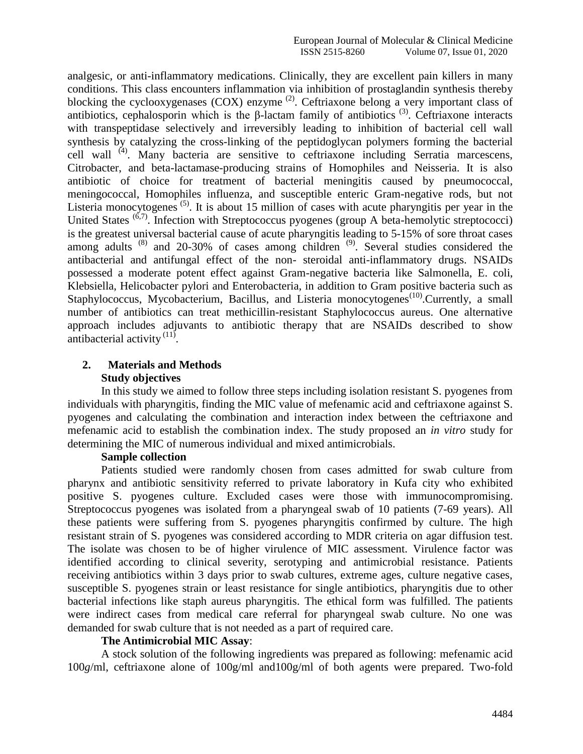analgesic, or anti-inflammatory medications. Clinically, they are excellent pain killers in many conditions. This class encounters inflammation via inhibition of prostaglandin synthesis thereby blocking the cyclooxygenases (COX) enzyme [(2)]. Ceftriaxone belong a very important class of antibiotics, cephalosporin which is the β-lactam family of antibiotics [(3)]. Ceftriaxone interacts with transpeptidase selectively and irreversibly leading to inhibition of bacterial cell wall synthesis by catalyzing the cross-linking of the peptidoglycan polymers forming the bacterial cell wall [(4)]. Many bacteria are sensitive to ceftriaxone including Serratia marcescens, Citrobacter, and beta-lactamase-producing strains of Homophiles and Neisseria. It is also antibiotic of choice for treatment of bacterial meningitis caused by pneumococcal, meningococcal, Homophiles influenza, and susceptible enteric Gram-negative rods, but not Listeria monocytogenes [(5)]. It is about 15 million of cases with acute pharyngitis per year in the United States [(6,7)]. Infection with Streptococcus pyogenes (group A beta-hemolytic streptococci) is the greatest universal bacterial cause of acute pharyngitis leading to 5-15% of sore throat cases among adults [(8)] and 20-30% of cases among children [(9)]. Several studies considered the antibacterial and antifungal effect of the non- steroidal anti-inflammatory drugs. NSAIDs possessed a moderate potent effect against Gram-negative bacteria like Salmonella, E. coli, Klebsiella, Helicobacter pylori and Enterobacteria, in addition to Gram positive bacteria such as Staphylococcus, Mycobacterium, Bacillus, and Listeria monocytogenes[(10)].Currently, a small number of antibiotics can treat methicillin-resistant Staphylococcus aureus. One alternative approach includes adjuvants to antibiotic therapy that are NSAIDs described to show antibacterial activity [(11)].

## 2. Materials and Methods

### Study objectives

In this study we aimed to follow three steps including isolation resistant S. pyogenes from individuals with pharyngitis, finding the MIC value of mefenamic acid and ceftriaxone against S. pyogenes and calculating the combination and interaction index between the ceftriaxone and mefenamic acid to establish the combination index. The study proposed an *in vitro* study for determining the MIC of numerous individual and mixed antimicrobials.

### Sample collection

Patients studied were randomly chosen from cases admitted for swab culture from pharynx and antibiotic sensitivity referred to private laboratory in Kufa city who exhibited positive S. pyogenes culture. Excluded cases were those with immunocompromising. Streptococcus pyogenes was isolated from a pharyngeal swab of 10 patients (7-69 years). All these patients were suffering from S. pyogenes pharyngitis confirmed by culture. The high resistant strain of S. pyogenes was considered according to MDR criteria on agar diffusion test. The isolate was chosen to be of higher virulence of MIC assessment. Virulence factor was identified according to clinical severity, serotyping and antimicrobial resistance. Patients receiving antibiotics within 3 days prior to swab cultures, extreme ages, culture negative cases, susceptible S. pyogenes strain or least resistance for single antibiotics, pharyngitis due to other bacterial infections like staph aureus pharyngitis. The ethical form was fulfilled. The patients were indirect cases from medical care referral for pharyngeal swab culture. No one was demanded for swab culture that is not needed as a part of required care.

### The Antimicrobial MIC Assay:

A stock solution of the following ingredients was prepared as following: mefenamic acid 100*g*/ml, ceftriaxone alone of 100g/ml and100g/ml of both agents were prepared. Two-fold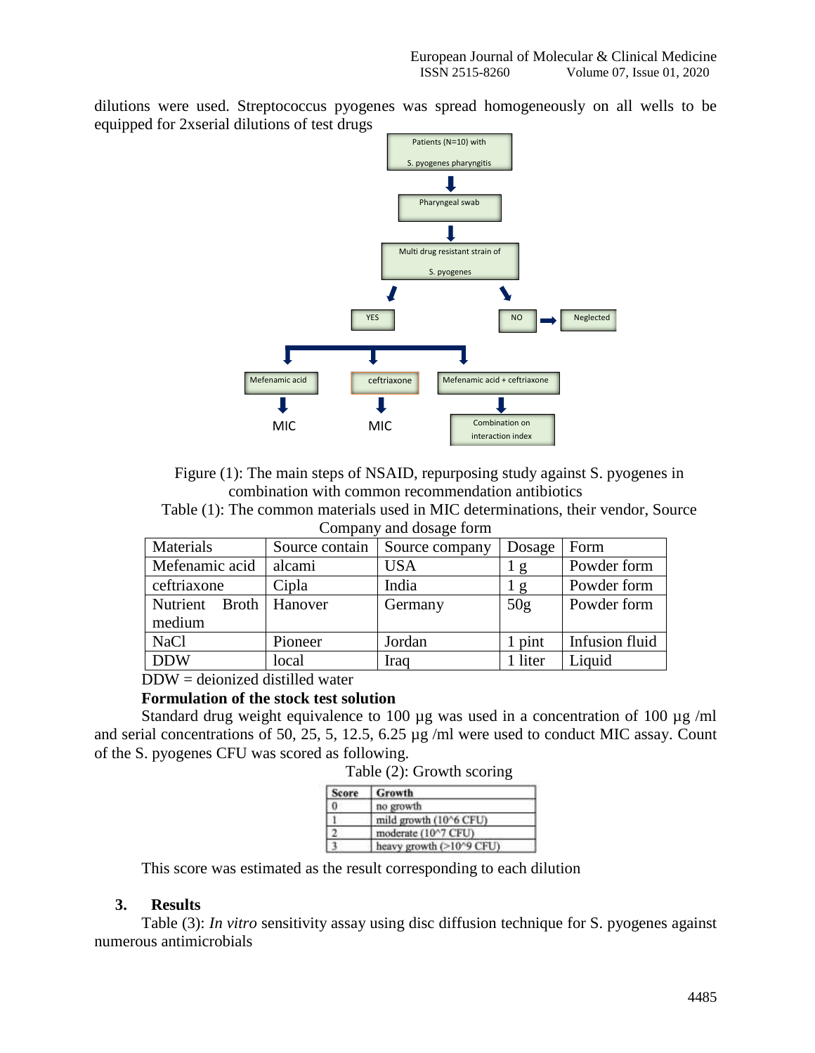dilutions were used. Streptococcus pyogenes was spread homogeneously on all wells to be equipped for 2xserial dilutions of test drugs

Figure (1): The main steps of NSAID, repurposing study against S. pyogenes in combination with common recommendation antibiotics

Table (1): The common materials used in MIC determinations, their vendor, Source Company and dosage form

| Materials | Source contain | Source company | Dosage | Form |
|---|---|---|---|---|
| Mefenamic acid | alcami | USA | 1 g | Powder form |
| ceftriaxone | Cipla | India | 1 g | Powder form |
| Nutrient Broth medium | Hanover | Germany | 50g | Powder form |
| NaCl | Pioneer | Jordan | 1 pint | Infusion fluid |
| DDW | local | Iraq | 1 liter | Liquid |

DDW = deionized distilled water

**Formulation of the stock test solution**

Standard drug weight equivalence to 100 µg was used in a concentration of 100 µg /ml and serial concentrations of 50, 25, 5, 12.5, 6.25 µg /ml were used to conduct MIC assay. Count of the S. pyogenes CFU was scored as following.

Table (2): Growth scoring

| Score | Growth |
|---|---|
| 0 | no growth |
| 1 | mild growth ($10^6$ CFU) |
| 2 | moderate ($10^7$ CFU) |
| 3 | heavy growth ($>10^9$ CFU) |

This score was estimated as the result corresponding to each dilution

## 3. Results

Table (3): *In vitro* sensitivity assay using disc diffusion technique for S. pyogenes against numerous antimicrobials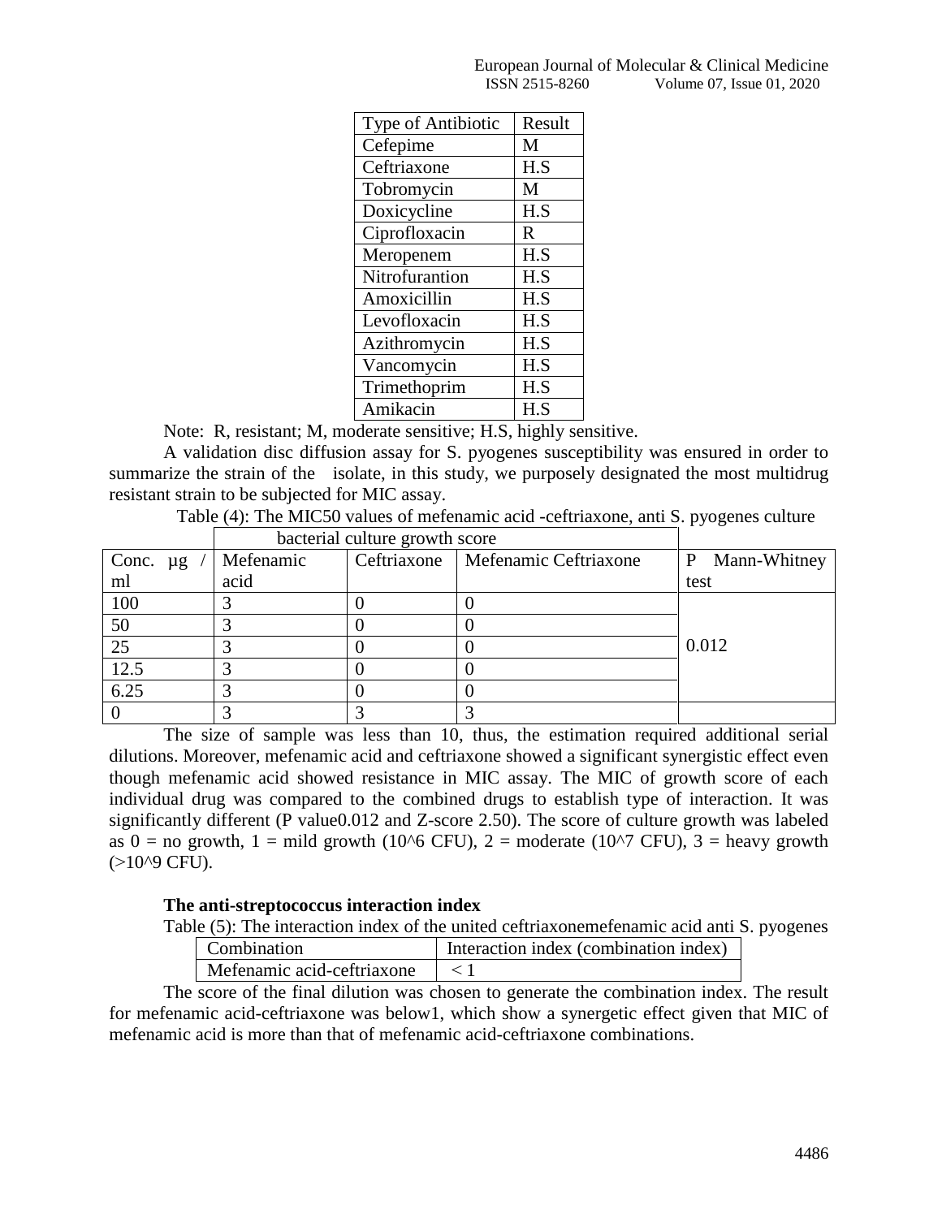| Type of Antibiotic | Result |
|---|---|
| Cefepime | M |
| Ceftriaxone | H.S |
| Tobromycin | M |
| Doxicycline | H.S |
| Ciprofloxacin | R |
| Meropenem | H.S |
| Nitrofurantion | H.S |
| Amoxicillin | H.S |
| Levofloxacin | H.S |
| Azithromycin | H.S |
| Vancomycin | H.S |
| Trimethoprim | H.S |
| Amikacin | H.S |

Note: R, resistant; M, moderate sensitive; H.S, highly sensitive.

A validation disc diffusion assay for S. pyogenes susceptibility was ensured in order to summarize the strain of the isolate, in this study, we purposely designated the most multidrug resistant strain to be subjected for MIC assay.

Table (4): The MIC50 values of mefenamic acid -ceftriaxone, anti S. pyogenes culture

| | bacterial culture growth score | | | |
|---|---|---|---|---|
| Conc. µg / ml | Mefenamic acid | Ceftriaxone | Mefenamic Ceftriaxone | P Mann-Whitney test |
| 100 | 3 | 0 | 0 | 0.012 |
| 50 | 3 | 0 | 0 | |
| 25 | 3 | 0 | 0 | |
| 12.5 | 3 | 0 | 0 | |
| 6.25 | 3 | 0 | 0 | |
| 0 | 3 | 3 | 3 | |

The size of sample was less than 10, thus, the estimation required additional serial dilutions. Moreover, mefenamic acid and ceftriaxone showed a significant synergistic effect even though mefenamic acid showed resistance in MIC assay. The MIC of growth score of each individual drug was compared to the combined drugs to establish type of interaction. It was significantly different (P value0.012 and Z-score 2.50). The score of culture growth was labeled as 0 = no growth, 1 = mild growth ($10^6$ CFU), 2 = moderate ($10^7$ CFU), 3 = heavy growth (>$10^9$ CFU).

**The anti-streptococcus interaction index**

Table (5): The interaction index of the united ceftriaxonemefenamic acid anti S. pyogenes

| Combination | Interaction index (combination index) |
|---|---|
| Mefenamic acid-ceftriaxone | $< 1$ |

The score of the final dilution was chosen to generate the combination index. The result for mefenamic acid-ceftriaxone was below1, which show a synergetic effect given that MIC of mefenamic acid is more than that of mefenamic acid-ceftriaxone combinations.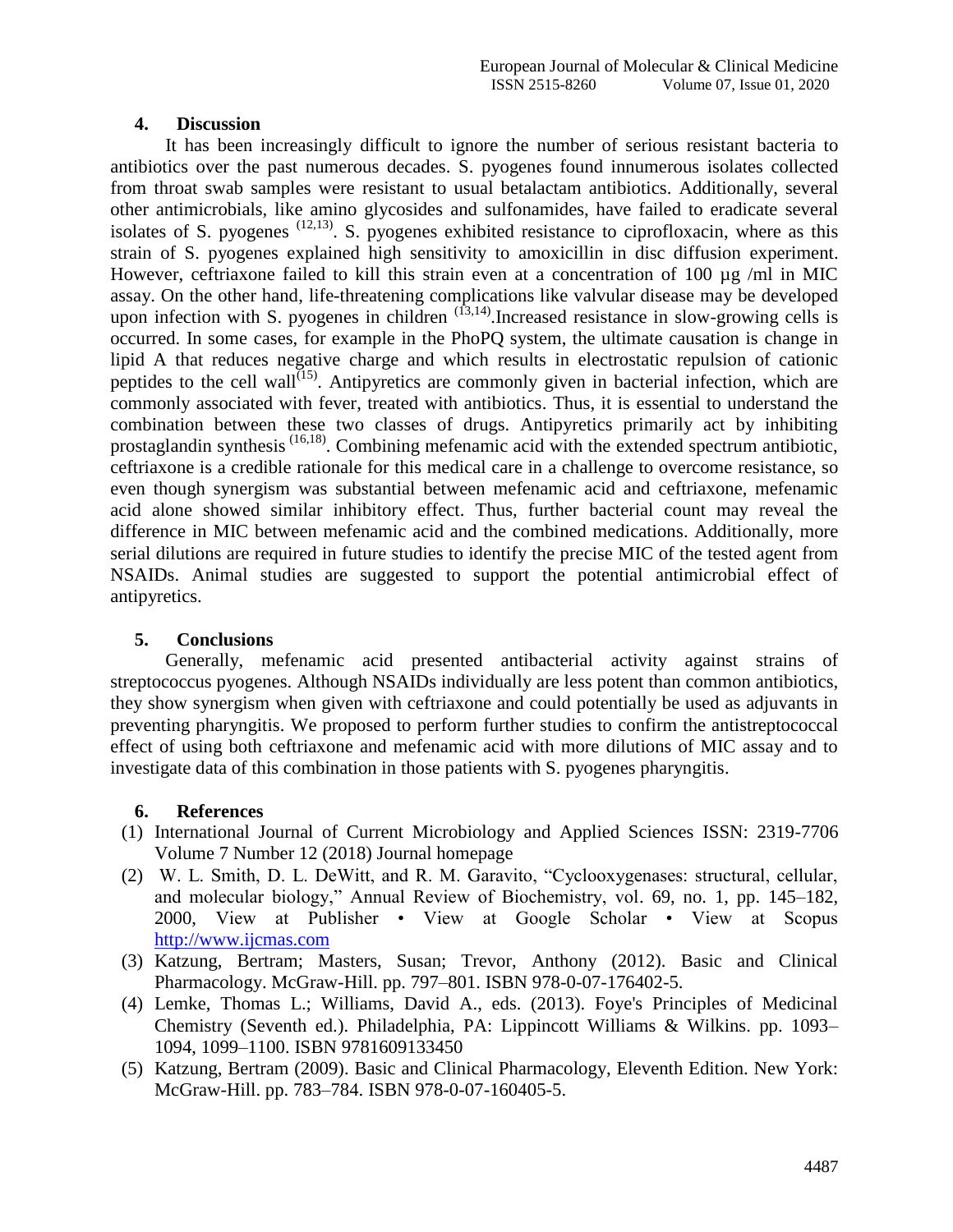## 4. Discussion

It has been increasingly difficult to ignore the number of serious resistant bacteria to antibiotics over the past numerous decades. S. pyogenes found innumerous isolates collected from throat swab samples were resistant to usual betalactam antibiotics. Additionally, several other antimicrobials, like amino glycosides and sulfonamides, have failed to eradicate several isolates of S. pyogenes [12,13]. S. pyogenes exhibited resistance to ciprofloxacin, where as this strain of S. pyogenes explained high sensitivity to amoxicillin in disc diffusion experiment. However, ceftriaxone failed to kill this strain even at a concentration of 100 µg /ml in MIC assay. On the other hand, life-threatening complications like valvular disease may be developed upon infection with S. pyogenes in children [13,14].Increased resistance in slow-growing cells is occurred. In some cases, for example in the PhoPQ system, the ultimate causation is change in lipid A that reduces negative charge and which results in electrostatic repulsion of cationic peptides to the cell wall[15]. Antipyretics are commonly given in bacterial infection, which are commonly associated with fever, treated with antibiotics. Thus, it is essential to understand the combination between these two classes of drugs. Antipyretics primarily act by inhibiting prostaglandin synthesis [16,18]. Combining mefenamic acid with the extended spectrum antibiotic, ceftriaxone is a credible rationale for this medical care in a challenge to overcome resistance, so even though synergism was substantial between mefenamic acid and ceftriaxone, mefenamic acid alone showed similar inhibitory effect. Thus, further bacterial count may reveal the difference in MIC between mefenamic acid and the combined medications. Additionally, more serial dilutions are required in future studies to identify the precise MIC of the tested agent from NSAIDs. Animal studies are suggested to support the potential antimicrobial effect of antipyretics.

## 5. Conclusions

Generally, mefenamic acid presented antibacterial activity against strains of streptococcus pyogenes. Although NSAIDs individually are less potent than common antibiotics, they show synergism when given with ceftriaxone and could potentially be used as adjuvants in preventing pharyngitis. We proposed to perform further studies to confirm the antistreptococcal effect of using both ceftriaxone and mefenamic acid with more dilutions of MIC assay and to investigate data of this combination in those patients with S. pyogenes pharyngitis.

## 6. References

(1) International Journal of Current Microbiology and Applied Sciences ISSN: 2319-7706 Volume 7 Number 12 (2018) Journal homepage

(2) W. L. Smith, D. L. DeWitt, and R. M. Garavito, "Cyclooxygenases: structural, cellular, and molecular biology," Annual Review of Biochemistry, vol. 69, no. 1, pp. 145–182, 2000, View at Publisher • View at Google Scholar • View at Scopus http://www.ijcmas.com

(3) Katzung, Bertram; Masters, Susan; Trevor, Anthony (2012). Basic and Clinical Pharmacology. McGraw-Hill. pp. 797–801. ISBN 978-0-07-176402-5.

(4) Lemke, Thomas L.; Williams, David A., eds. (2013). Foye's Principles of Medicinal Chemistry (Seventh ed.). Philadelphia, PA: Lippincott Williams & Wilkins. pp. 1093–1094, 1099–1100. ISBN 9781609133450

(5) Katzung, Bertram (2009). Basic and Clinical Pharmacology, Eleventh Edition. New York: McGraw-Hill. pp. 783–784. ISBN 978-0-07-160405-5.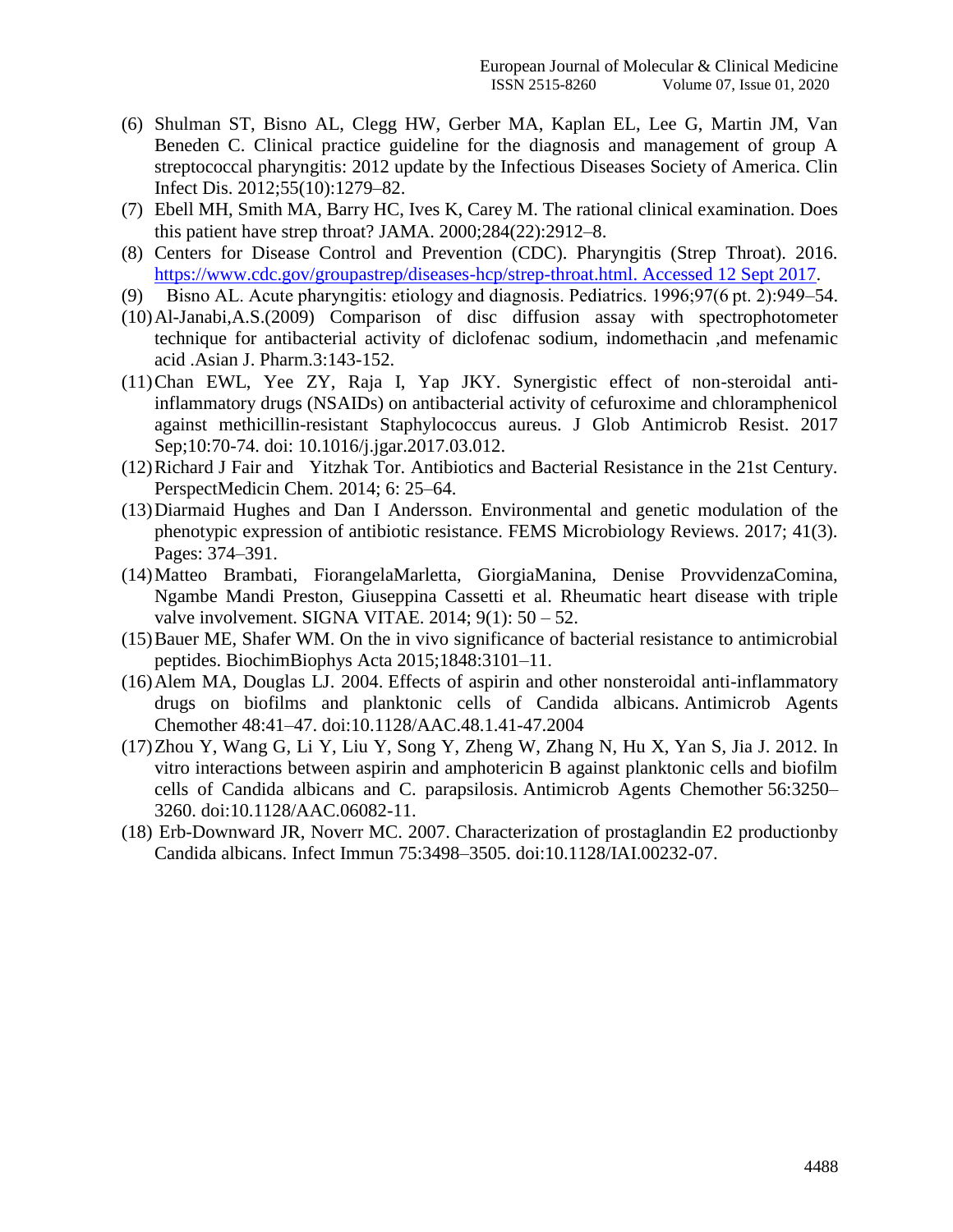(6) Shulman ST, Bisno AL, Clegg HW, Gerber MA, Kaplan EL, Lee G, Martin JM, Van Beneden C. Clinical practice guideline for the diagnosis and management of group A streptococcal pharyngitis: 2012 update by the Infectious Diseases Society of America. Clin Infect Dis. 2012;55(10):1279–82.

(7) Ebell MH, Smith MA, Barry HC, Ives K, Carey M. The rational clinical examination. Does this patient have strep throat? JAMA. 2000;284(22):2912–8.

(8) Centers for Disease Control and Prevention (CDC). Pharyngitis (Strep Throat). 2016. https://www.cdc.gov/groupastrep/diseases-hcp/strep-throat.html. Accessed 12 Sept 2017.

(9) Bisno AL. Acute pharyngitis: etiology and diagnosis. Pediatrics. 1996;97(6 pt. 2):949–54.

(10) Al-Janabi,A.S.(2009) Comparison of disc diffusion assay with spectrophotometer technique for antibacterial activity of diclofenac sodium, indomethacin ,and mefenamic acid .Asian J. Pharm.3:143-152.

(11) Chan EWL, Yee ZY, Raja I, Yap JKY. Synergistic effect of non-steroidal anti-inflammatory drugs (NSAIDs) on antibacterial activity of cefuroxime and chloramphenicol against methicillin-resistant Staphylococcus aureus. J Glob Antimicrob Resist. 2017 Sep;10:70-74. doi: 10.1016/j.jgar.2017.03.012.

(12) Richard J Fair and Yitzhak Tor. Antibiotics and Bacterial Resistance in the 21st Century. PerspectMedicin Chem. 2014; 6: 25–64.

(13) Diarmaid Hughes and Dan I Andersson. Environmental and genetic modulation of the phenotypic expression of antibiotic resistance. FEMS Microbiology Reviews. 2017; 41(3). Pages: 374–391.

(14) Matteo Brambati, FiorangelaMarletta, GiorgiaManina, Denise ProvvidenzaComina, Ngambe Mandi Preston, Giuseppina Cassetti et al. Rheumatic heart disease with triple valve involvement. SIGNA VITAE. 2014; 9(1): 50 – 52.

(15) Bauer ME, Shafer WM. On the in vivo significance of bacterial resistance to antimicrobial peptides. BiochimBiophys Acta 2015;1848:3101–11.

(16) Alem MA, Douglas LJ. 2004. Effects of aspirin and other nonsteroidal anti-inflammatory drugs on biofilms and planktonic cells of Candida albicans. Antimicrob Agents Chemother 48:41–47. doi:10.1128/AAC.48.1.41-47.2004

(17) Zhou Y, Wang G, Li Y, Liu Y, Song Y, Zheng W, Zhang N, Hu X, Yan S, Jia J. 2012. In vitro interactions between aspirin and amphotericin B against planktonic cells and biofilm cells of Candida albicans and C. parapsilosis. Antimicrob Agents Chemother 56:3250–3260. doi:10.1128/AAC.06082-11.

(18) Erb-Downward JR, Noverr MC. 2007. Characterization of prostaglandin E2 productionby Candida albicans. Infect Immun 75:3498–3505. doi:10.1128/IAI.00232-07.